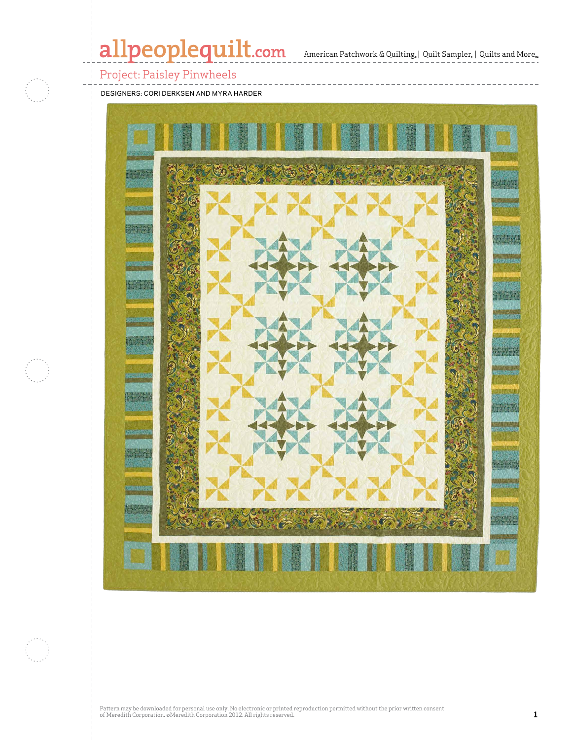# Project: Paisley Pinwheels

DESIGNERS: CORI DERKSEN AND MYRA HARDER

Pattern may be downloaded for personal use only. No electronic or printed reproduction permitted without the prior written consent of Meredith Corporation. ©Meredith Corporation 2012. All rights reserved.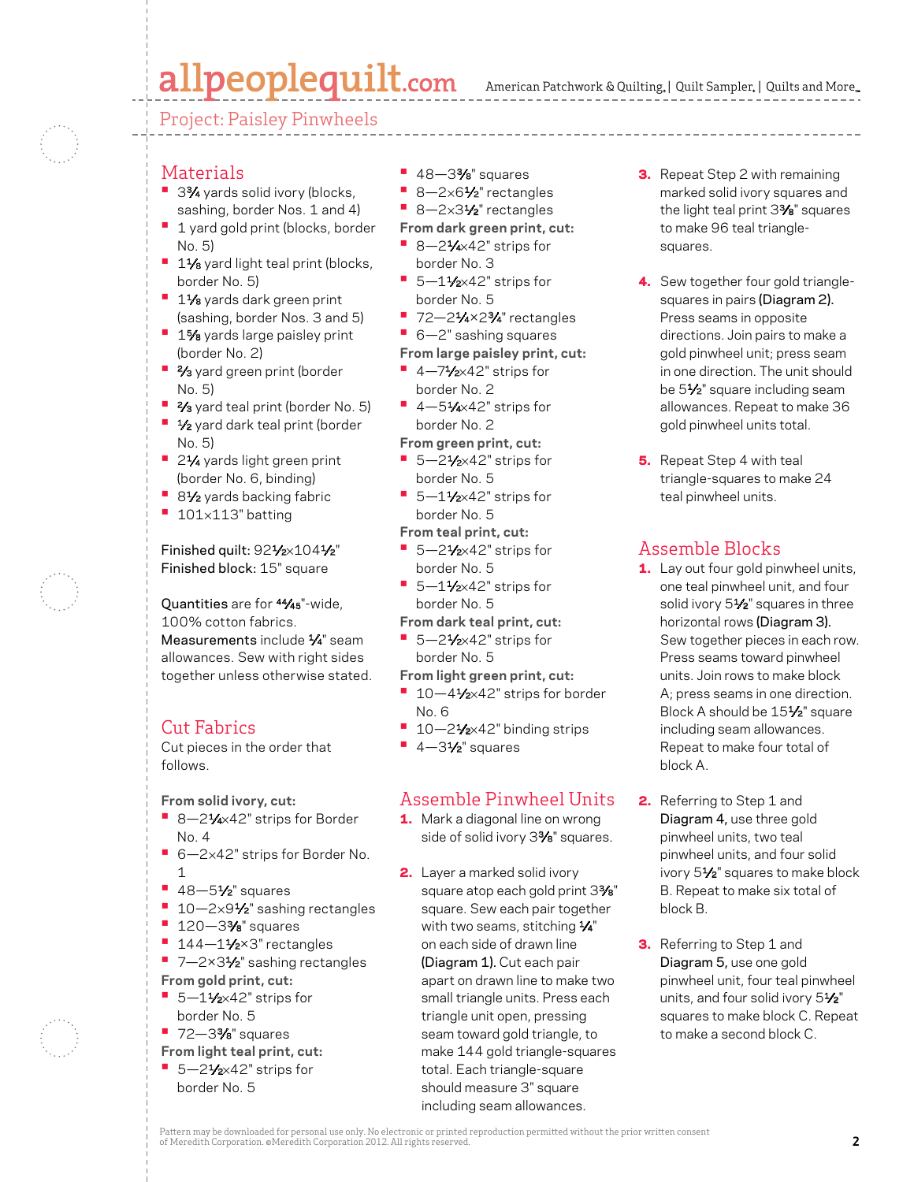## Project: Paisley Pinwheels

## Materials

- 3¾ yards solid ivory (blocks, sashing, border Nos. 1 and 4)
- 1 yard gold print (blocks, border No. 5)
- 1⅛ yard light teal print (blocks, border No. 5)
- 1⅛ yards dark green print (sashing, border Nos. 3 and 5)
- 1⅝ yards large paisley print (border No. 2)
- ⅔ yard green print (border No. 5)
- ⅔ yard teal print (border No. 5)
- ½ yard dark teal print (border No. 5)
- 2¼ yards light green print (border No. 6, binding)
- 8½ yards backing fabric
- 101×113" batting

**Finished quilt:** 92½×104½"
**Finished block:** 15" square

**Quantities** are for 44⁄45"-wide, 100% cotton fabrics.
**Measurements** include ¼" seam allowances. Sew with right sides together unless otherwise stated.

## Cut Fabrics

Cut pieces in the order that follows.

**From solid ivory, cut:**
- 8—2¼×42" strips for Border No. 4
- 6—2×42" strips for Border No. 1
- 48—5½" squares
- 10—2×9½" sashing rectangles
- 120—3⅜" squares
- 144—1½×3" rectangles
- 7—2×3½" sashing rectangles

**From gold print, cut:**
- 5—1½×42" strips for border No. 5
- 72—3⅜" squares

**From light teal print, cut:**
- 5—2½×42" strips for border No. 5
- 48—3⅜" squares
- 8—2×6½" rectangles
- 8—2×3½" rectangles

**From dark green print, cut:**
- 8—2¼×42" strips for border No. 3
- 5—1½×42" strips for border No. 5
- 72—2¼×2¾" rectangles
- 6—2" sashing squares

**From large paisley print, cut:**
- 4—7½×42" strips for border No. 2
- 4—5¼×42" strips for border No. 2

**From green print, cut:**
- 5—2½×42" strips for border No. 5
- 5—1½×42" strips for border No. 5

**From teal print, cut:**
- 5—2½×42" strips for border No. 5
- 5—1½×42" strips for border No. 5

**From dark teal print, cut:**
- 5—2½×42" strips for border No. 5

**From light green print, cut:**
- 10—4½×42" strips for border No. 6
- 10—2½×42" binding strips
- 4—3½" squares

## Assemble Pinwheel Units

1. Mark a diagonal line on wrong side of solid ivory 3⅜" squares.
2. Layer a marked solid ivory square atop each gold print 3⅜" square. Sew each pair together with two seams, stitching ¼" on each side of drawn line **(Diagram 1)**. Cut each pair apart on drawn line to make two small triangle units. Press each triangle unit open, pressing seam toward gold triangle, to make 144 gold triangle-squares total. Each triangle-square should measure 3" square including seam allowances.
3. Repeat Step 2 with remaining marked solid ivory squares and the light teal print 3⅜" squares to make 96 teal triangle-squares.
4. Sew together four gold triangle-squares in pairs **(Diagram 2)**. Press seams in opposite directions. Join pairs to make a gold pinwheel unit; press seam in one direction. The unit should be 5½" square including seam allowances. Repeat to make 36 gold pinwheel units total.
5. Repeat Step 4 with teal triangle-squares to make 24 teal pinwheel units.

## Assemble Blocks

1. Lay out four gold pinwheel units, one teal pinwheel unit, and four solid ivory 5½" squares in three horizontal rows **(Diagram 3)**. Sew together pieces in each row. Press seams toward pinwheel units. Join rows to make block A; press seams in one direction. Block A should be 15½" square including seam allowances. Repeat to make four total of block A.
2. Referring to Step 1 and **Diagram 4**, use three gold pinwheel units, two teal pinwheel units, and four solid ivory 5½" squares to make block B. Repeat to make six total of block B.
3. Referring to Step 1 and **Diagram 5**, use one gold pinwheel unit, four teal pinwheel units, and four solid ivory 5½" squares to make block C. Repeat to make a second block C.

Pattern may be downloaded for personal use only. No electronic or printed reproduction permitted without the prior written consent of Meredith Corporation. ©Meredith Corporation 2012. All rights reserved.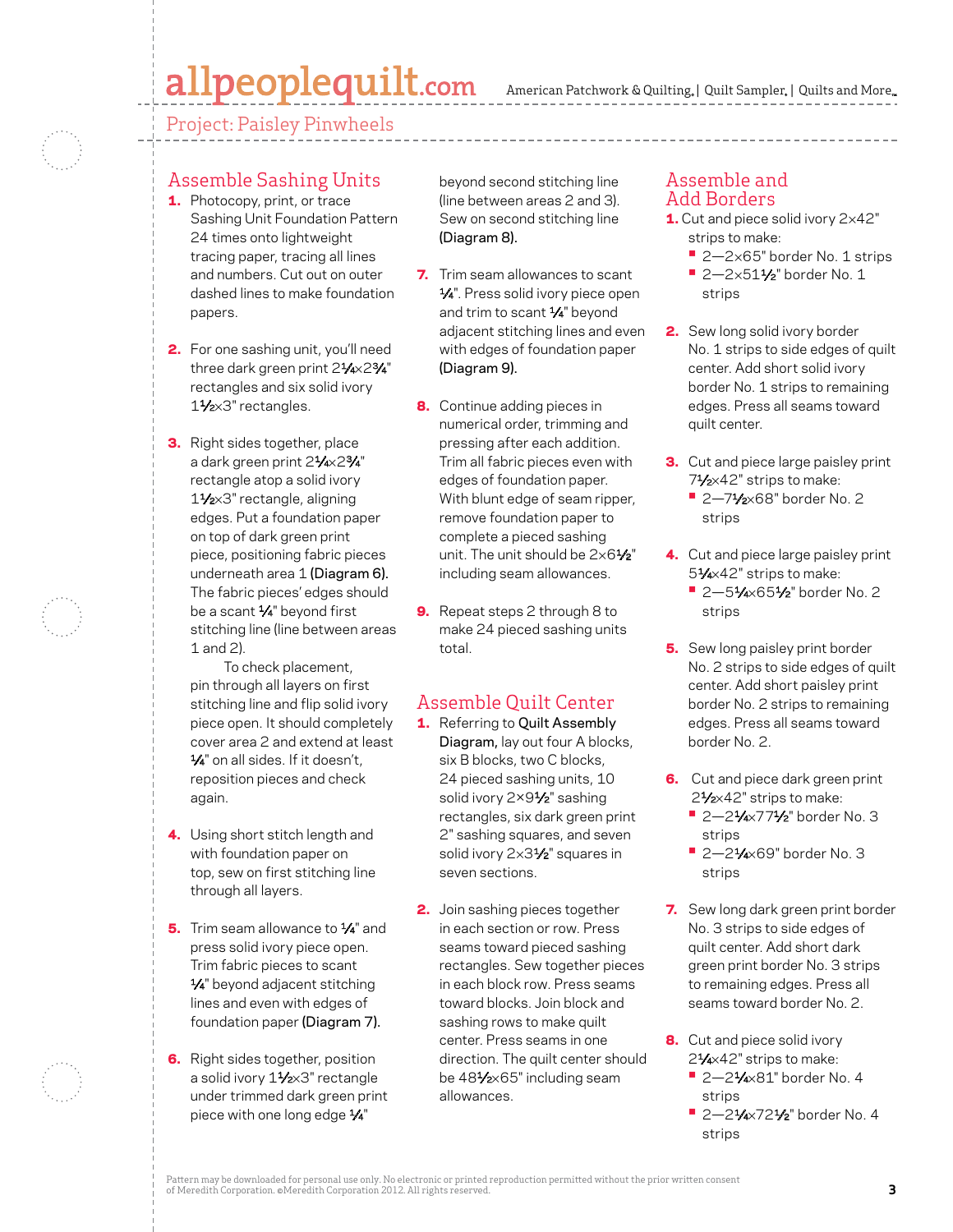## Project: Paisley Pinwheels

## Assemble Sashing Units

1. Photocopy, print, or trace Sashing Unit Foundation Pattern 24 times onto lightweight tracing paper, tracing all lines and numbers. Cut out on outer dashed lines to make foundation papers.

2. For one sashing unit, you'll need three dark green print 2¼×2¾" rectangles and six solid ivory 1½×3" rectangles.

3. Right sides together, place a dark green print 2¼×2¾" rectangle atop a solid ivory 1½×3" rectangle, aligning edges. Put a foundation paper on top of dark green print piece, positioning fabric pieces underneath area 1 **(Diagram 6).** The fabric pieces' edges should be a scant ¼" beyond first stitching line (line between areas 1 and 2).

   To check placement, pin through all layers on first stitching line and flip solid ivory piece open. It should completely cover area 2 and extend at least ¼" on all sides. If it doesn't, reposition pieces and check again.

4. Using short stitch length and with foundation paper on top, sew on first stitching line through all layers.

5. Trim seam allowance to ¼" and press solid ivory piece open. Trim fabric pieces to scant ¼" beyond adjacent stitching lines and even with edges of foundation paper **(Diagram 7).**

6. Right sides together, position a solid ivory 1½×3" rectangle under trimmed dark green print piece with one long edge ¼" beyond second stitching line (line between areas 2 and 3). Sew on second stitching line **(Diagram 8).**

7. Trim seam allowances to scant ¼". Press solid ivory piece open and trim to scant ¼" beyond adjacent stitching lines and even with edges of foundation paper **(Diagram 9).**

8. Continue adding pieces in numerical order, trimming and pressing after each addition. Trim all fabric pieces even with edges of foundation paper. With blunt edge of seam ripper, remove foundation paper to complete a pieced sashing unit. The unit should be 2×6½" including seam allowances.

9. Repeat steps 2 through 8 to make 24 pieced sashing units total.

## Assemble Quilt Center

1. Referring to **Quilt Assembly Diagram,** lay out four A blocks, six B blocks, two C blocks, 24 pieced sashing units, 10 solid ivory 2×9½" sashing rectangles, six dark green print 2" sashing squares, and seven solid ivory 2×3½" squares in seven sections.

2. Join sashing pieces together in each section or row. Press seams toward pieced sashing rectangles. Sew together pieces in each block row. Press seams toward blocks. Join block and sashing rows to make quilt center. Press seams in one direction. The quilt center should be 48½×65" including seam allowances.

## Assemble and Add Borders

1. Cut and piece solid ivory 2×42" strips to make:
   - 2—2×65" border No. 1 strips
   - 2—2×51½" border No. 1 strips

2. Sew long solid ivory border No. 1 strips to side edges of quilt center. Add short solid ivory border No. 1 strips to remaining edges. Press all seams toward quilt center.

3. Cut and piece large paisley print 7½×42" strips to make:
   - 2—7½×68" border No. 2 strips

4. Cut and piece large paisley print 5¼×42" strips to make:
   - 2—5¼×65½" border No. 2 strips

5. Sew long paisley print border No. 2 strips to side edges of quilt center. Add short paisley print border No. 2 strips to remaining edges. Press all seams toward border No. 2.

6. Cut and piece dark green print 2½×42" strips to make:
   - 2—2¼×77½" border No. 3 strips
   - 2—2¼×69" border No. 3 strips

7. Sew long dark green print border No. 3 strips to side edges of quilt center. Add short dark green print border No. 3 strips to remaining edges. Press all seams toward border No. 2.

8. Cut and piece solid ivory 2¼×42" strips to make:
   - 2—2¼×81" border No. 4 strips
   - 2—2¼×72½" border No. 4 strips

Pattern may be downloaded for personal use only. No electronic or printed reproduction permitted without the prior written consent of Meredith Corporation. ©Meredith Corporation 2012. All rights reserved.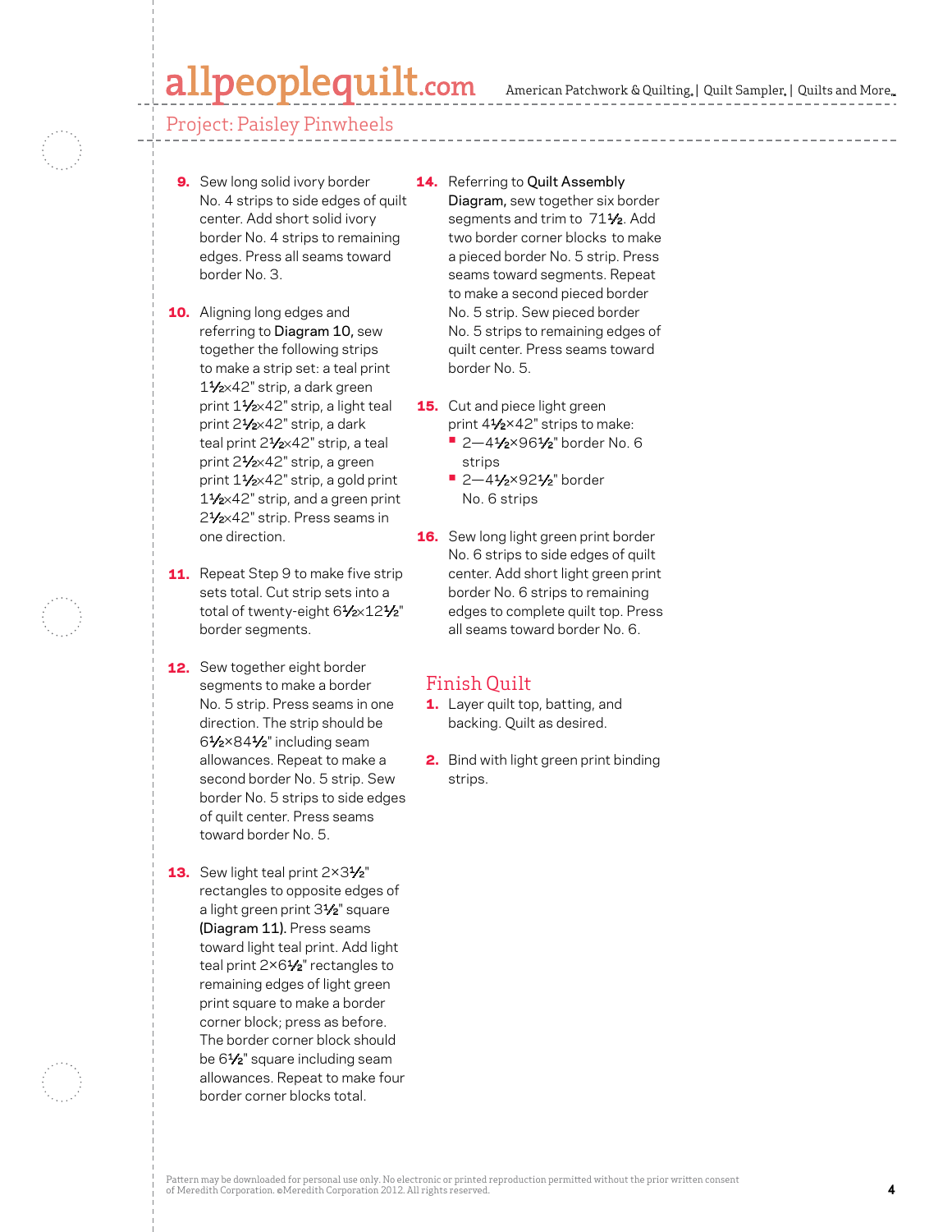9. Sew long solid ivory border No. 4 strips to side edges of quilt center. Add short solid ivory border No. 4 strips to remaining edges. Press all seams toward border No. 3.

10. Aligning long edges and referring to **Diagram 10**, sew together the following strips to make a strip set: a teal print 1½×42" strip, a dark green print 1½×42" strip, a light teal print 2½×42" strip, a dark teal print 2½×42" strip, a teal print 2½×42" strip, a green print 1½×42" strip, a gold print 1½×42" strip, and a green print 2½×42" strip. Press seams in one direction.

11. Repeat Step 9 to make five strip sets total. Cut strip sets into a total of twenty-eight 6½×12½" border segments.

12. Sew together eight border segments to make a border No. 5 strip. Press seams in one direction. The strip should be 6½×84½" including seam allowances. Repeat to make a second border No. 5 strip. Sew border No. 5 strips to side edges of quilt center. Press seams toward border No. 5.

13. Sew light teal print 2×3½" rectangles to opposite edges of a light green print 3½" square **(Diagram 11)**. Press seams toward light teal print. Add light teal print 2×6½" rectangles to remaining edges of light green print square to make a border corner block; press as before. The border corner block should be 6½" square including seam allowances. Repeat to make four border corner blocks total.

14. Referring to **Quilt Assembly Diagram**, sew together six border segments and trim to 71½. Add two border corner blocks to make a pieced border No. 5 strip. Press seams toward segments. Repeat to make a second pieced border No. 5 strip. Sew pieced border No. 5 strips to remaining edges of quilt center. Press seams toward border No. 5.

15. Cut and piece light green print 4½×42" strips to make:
    - 2—4½×96½" border No. 6 strips
    - 2—4½×92½" border No. 6 strips

16. Sew long light green print border No. 6 strips to side edges of quilt center. Add short light green print border No. 6 strips to remaining edges to complete quilt top. Press all seams toward border No. 6.

## Finish Quilt

1. Layer quilt top, batting, and backing. Quilt as desired.

2. Bind with light green print binding strips.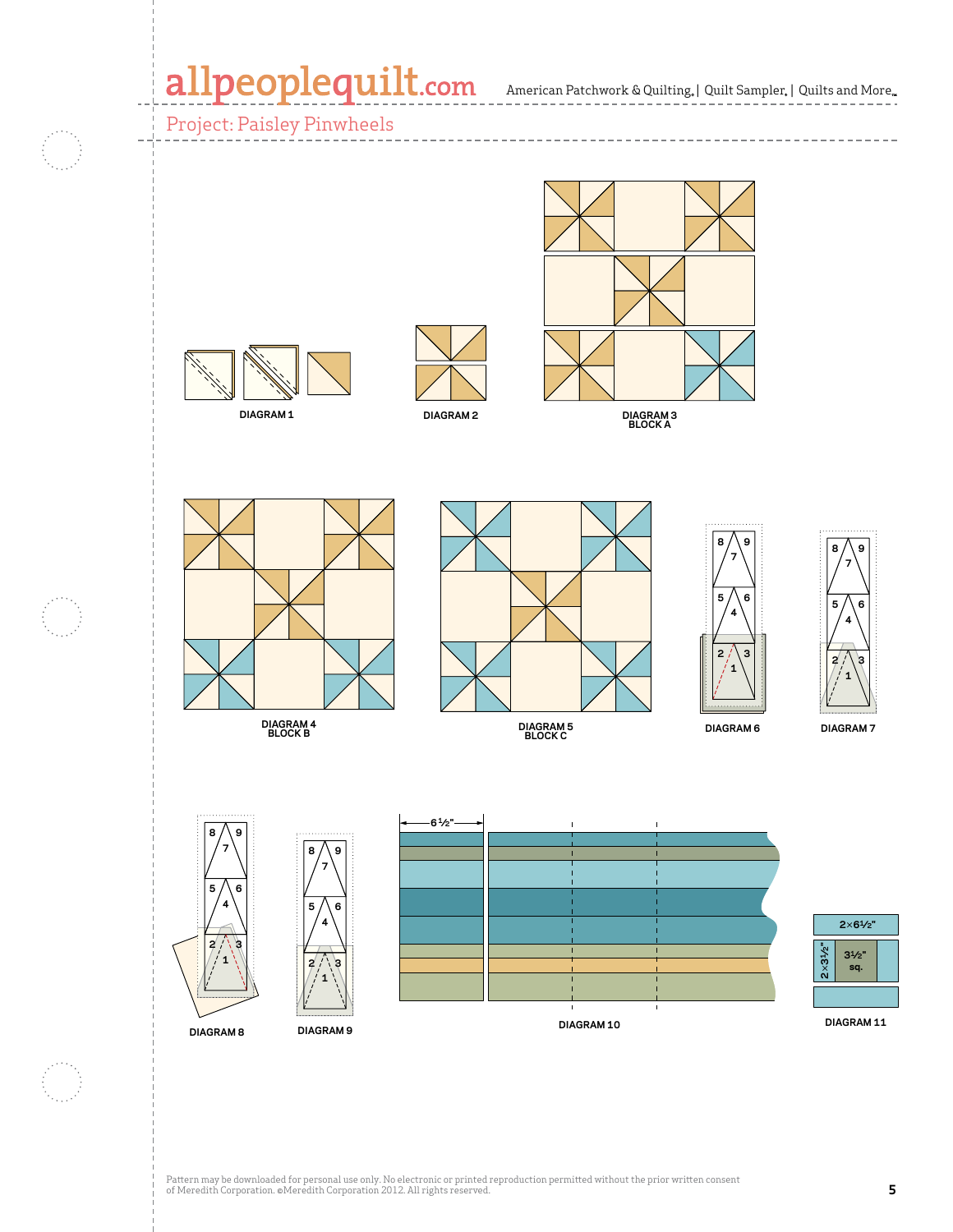Project: Paisley Pinwheels

DIAGRAM 1

DIAGRAM 2

DIAGRAM 3
BLOCK A

DIAGRAM 4
BLOCK B

DIAGRAM 5
BLOCK C

DIAGRAM 6

DIAGRAM 7

DIAGRAM 8

DIAGRAM 9

6½"

DIAGRAM 10

2×6½"

2×3½"

3½" sq.

DIAGRAM 11

Pattern may be downloaded for personal use only. No electronic or printed reproduction permitted without the prior written consent of Meredith Corporation. ©Meredith Corporation 2012. All rights reserved.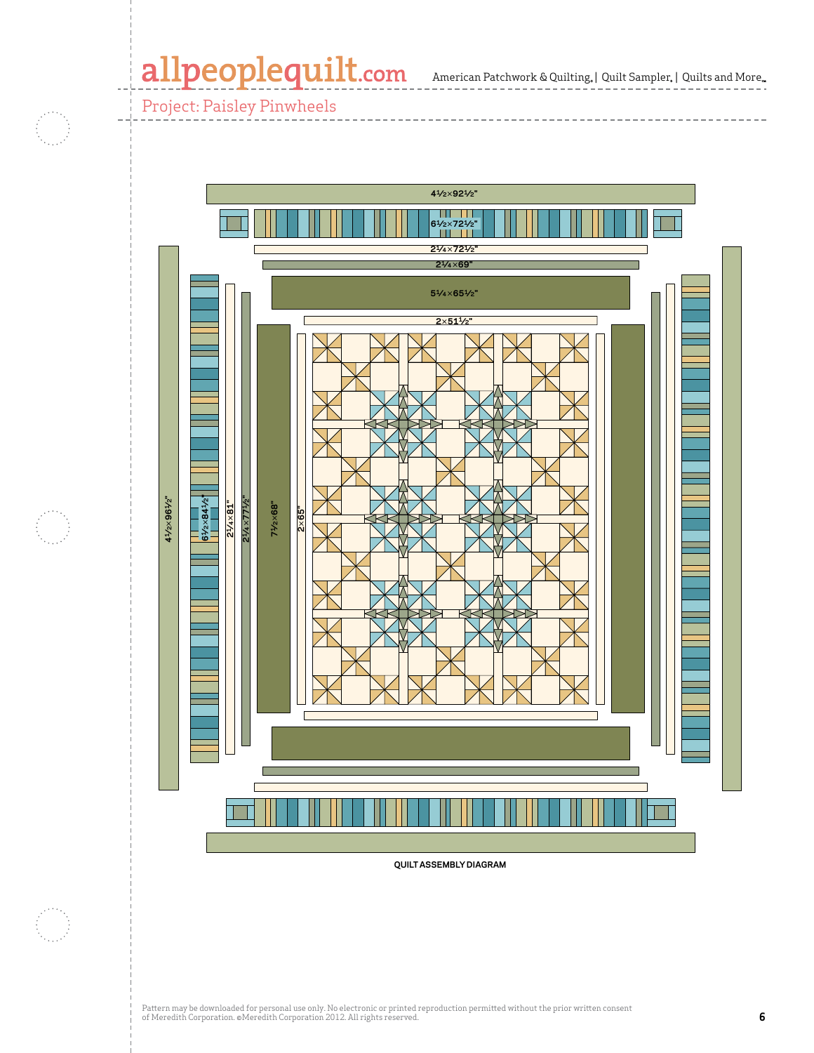Project: Paisley Pinwheels

4½×92½"

6½×72½"

2¼×72½"

2¼×69"

5¼×65½"

2×51½"

4½×96½"

6½×84½"

2¼×81"

2¼×77½"

7½×68"

2×65"

QUILT ASSEMBLY DIAGRAM

Pattern may be downloaded for personal use only. No electronic or printed reproduction permitted without the prior written consent of Meredith Corporation. ©Meredith Corporation 2012. All rights reserved.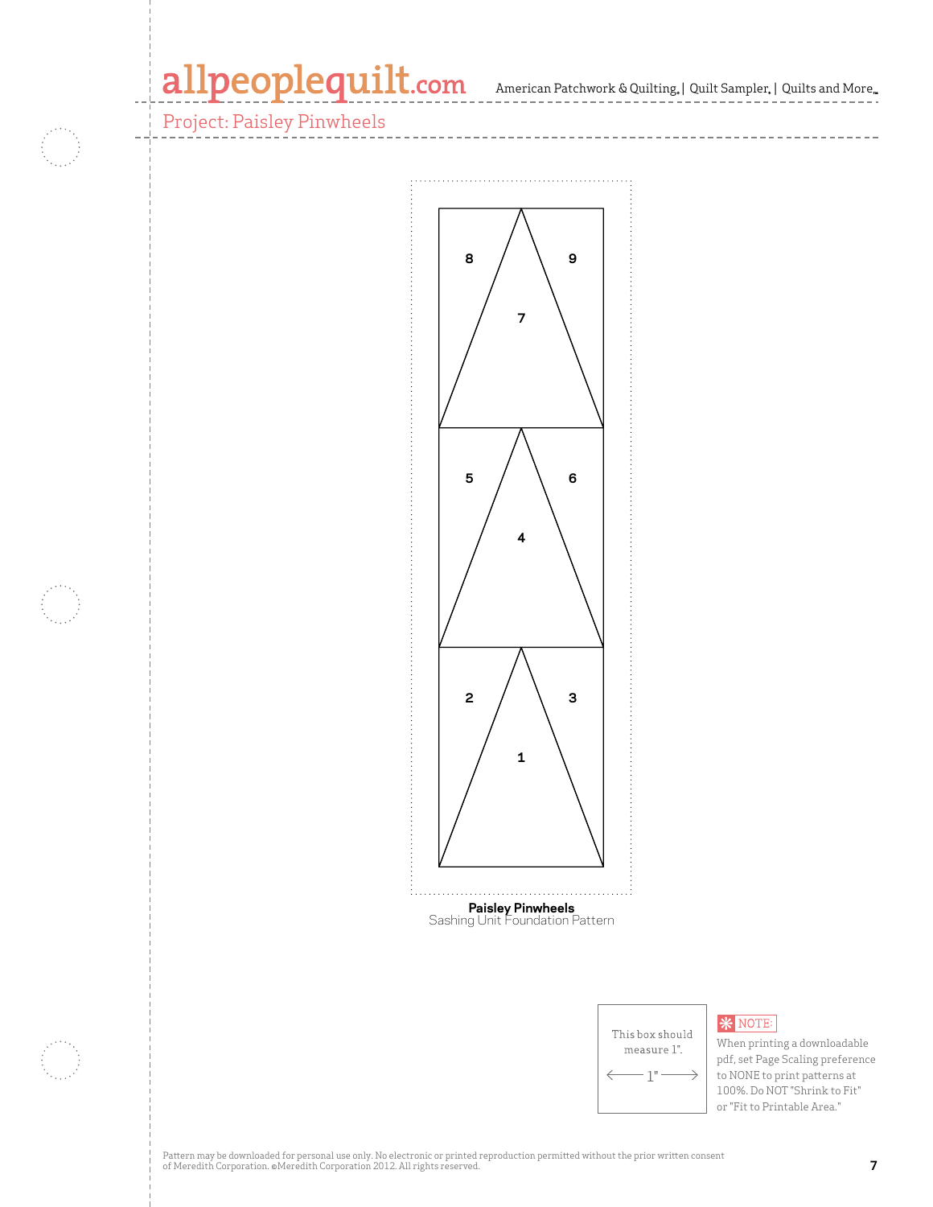Project: Paisley Pinwheels

8 9
7
5 6
4
2 3
1

**Paisley Pinwheels**
Sashing Unit Foundation Pattern

This box should measure 1".

1"

NOTE: When printing a downloadable pdf, set Page Scaling preference to NONE to print patterns at 100%. Do NOT "Shrink to Fit" or "Fit to Printable Area."

Pattern may be downloaded for personal use only. No electronic or printed reproduction permitted without the prior written consent of Meredith Corporation. ©Meredith Corporation 2012. All rights reserved.